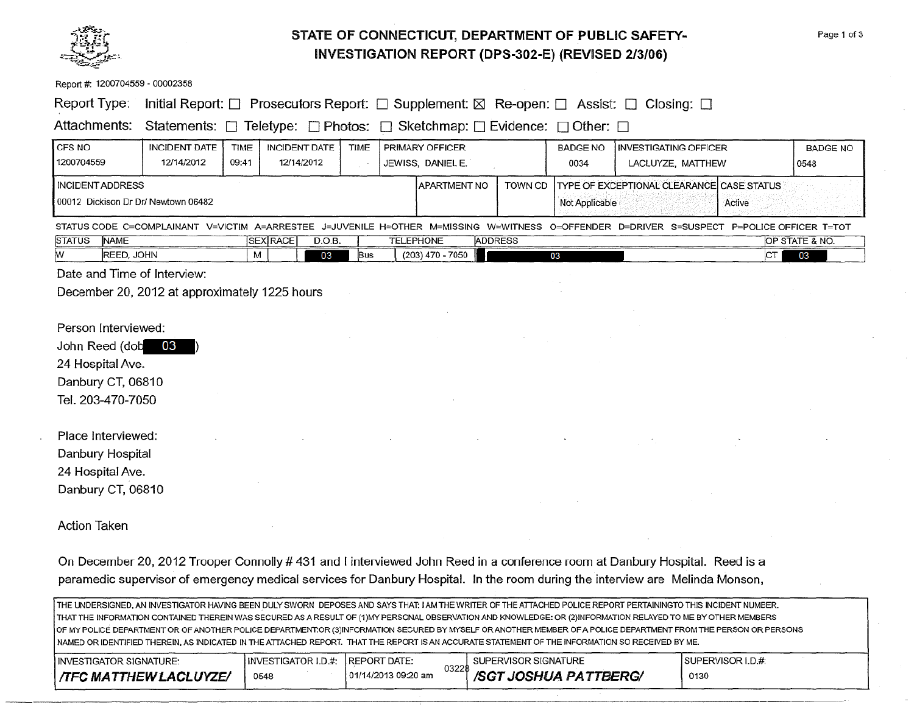# STATE OF CONNECTICUT, DEPARTMENT OF PUBLIC SAFETY- INVESTIGATION REPORT (DPS-302-E) (REVISED 2/3/06)

Report #: 1200704559 - 00002358

Report Type: Initial Report: ☐ Prosecutors Report: ☐ Supplement: ☒ Re-open: ☐ Assist: ☐ Closing: ☐

Attachments: Statements: ☐ Teletype: ☐ Photos: ☐ Sketchmap: ☐ Evidence: ☐ Other: ☐

| CFS NO | INCIDENT DATE | TIME | INCIDENT DATE | TIME | PRIMARY OFFICER | BADGE NO | INVESTIGATING OFFICER | BADGE NO |
|---|---|---|---|---|---|---|---|---|
| 1200704559 | 12/14/2012 | 09:41 | 12/14/2012 | | JEWISS, DANIEL E. | 0034 | LACLUYZE, MATTHEW | 0548 |

| INCIDENT ADDRESS | APARTMENT NO | TOWN CD | TYPE OF EXCEPTIONAL CLEARANCE | CASE STATUS |
|---|---|---|---|---|
| 00012 Dickison Dr Dr/ Newtown 06482 | | | Not Applicable | Active |

STATUS CODE C=COMPLAINANT V=VICTIM A=ARRESTEE J=JUVENILE H=OTHER M=MISSING W=WITNESS O=OFFENDER D=DRIVER S=SUSPECT P=POLICE OFFICER T=TOT

| STATUS | NAME | SEX | RACE | D.O.B. | | TELEPHONE | ADDRESS | OP STATE & NO. |
|---|---|---|---|---|---|---|---|---|
| W | REED, JOHN | M | | 03 | Bus | (203) 470 - 7050 | 03 | CT 03 |

Date and Time of Interview:
December 20, 2012 at approximately 1225 hours

Person Interviewed:
John Reed (dob 03)
24 Hospital Ave.
Danbury CT, 06810
Tel. 203-470-7050

Place Interviewed:
Danbury Hospital
24 Hospital Ave.
Danbury CT, 06810

Action Taken

On December 20, 2012 Trooper Connolly # 431 and I interviewed John Reed in a conference room at Danbury Hospital. Reed is a paramedic supervisor of emergency medical services for Danbury Hospital. In the room during the interview are Melinda Monson,

THE UNDERSIGNED, AN INVESTIGATOR HAVING BEEN DULY SWORN DEPOSES AND SAYS THAT: I AM THE WRITER OF THE ATTACHED POLICE REPORT PERTAININGTO THIS INCIDENT NUMBER. THAT THE INFORMATION CONTAINED THEREIN WAS SECURED AS A RESULT OF (1)MY PERSONAL OBSERVATION AND KNOWLEDGE: OR (2)INFORMATION RELAYED TO ME BY OTHER MEMBERS OF MY POLICE DEPARTMENT OR OF ANOTHER POLICE DEPARTMENT:OR (3)INFORMATION SECURED BY MYSELF OR ANOTHER MEMBER OF A POLICE DEPARTMENT FROM THE PERSON OR PERSONS NAMED OR IDENTIFIED THEREIN, AS INDICATED IN THE ATTACHED REPORT. THAT THE REPORT IS AN ACCURATE STATEMENT OF THE INFORMATION SO RECEIVED BY ME.

| INVESTIGATOR SIGNATURE: | INVESTIGATOR I.D.#: | REPORT DATE: | SUPERVISOR SIGNATURE | SUPERVISOR I.D.#: |
|---|---|---|---|---|
| /TFC MATTHEW LACLUYZE/ | 0548 | 01/14/2013 09:20 am 03228 | /SGT JOSHUA PATTBERG/ | 0130 |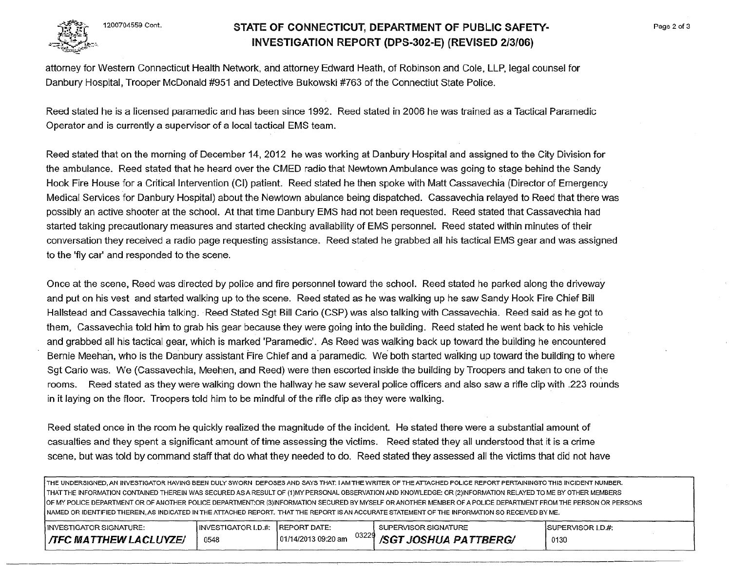1200704559 Cont.

# STATE OF CONNECTICUT, DEPARTMENT OF PUBLIC SAFETY- INVESTIGATION REPORT (DPS-302-E) (REVISED 2/3/06)

attorney for Western Connecticut Health Network, and attorney Edward Heath, of Robinson and Cole, LLP, legal counsel for Danbury Hospital, Trooper McDonald #951 and Detective Bukowski #763 of the Connectiut State Police.

Reed stated he is a licensed paramedic and has been since 1992. Reed stated in 2006 he was trained as a Tactical Paramedic Operator and is currently a supervisor of a local tactical EMS team.

Reed stated that on the morning of December 14, 2012 he was working at Danbury Hospital and assigned to the City Division for the ambulance. Reed stated that he heard over the CMED radio that Newtown Ambulance was going to stage behind the Sandy Hook Fire House for a Critical Intervention (CI) patient. Reed stated he then spoke with Matt Cassavechia (Director of Emergency Medical Services for Danbury Hospital) about the Newtown abulance being dispatched. Cassavechia relayed to Reed that there was possibly an active shooter at the school. At that time Danbury EMS had not been requested. Reed stated that Cassavechia had started taking precautionary measures and started checking availability of EMS personnel. Reed stated within minutes of their conversation they received a radio page requesting assistance. Reed stated he grabbed all his tactical EMS gear and was assigned to the 'fly car' and responded to the scene.

Once at the scene, Reed was directed by police and fire personnel toward the school. Reed stated he parked along the driveway and put on his vest and started walking up to the scene. Reed stated as he was walking up he saw Sandy Hook Fire Chief Bill Hallstead and Cassavechia talking. Reed Stated Sgt Bill Cario (CSP) was also talking with Cassavechia. Reed said as he got to them, Cassavechia told him to grab his gear because they were going into the building. Reed stated he went back to his vehicle and grabbed all his tactical gear, which is marked 'Paramedic'. As Reed was walking back up toward the building he encountered Bernie Meehan, who is the Danbury assistant Fire Chief and a paramedic. We both started walking up toward the building to where Sgt Cario was. We (Cassavechia, Meehen, and Reed) were then escorted inside the building by Troopers and taken to one of the rooms. Reed stated as they were walking down the hallway he saw several police officers and also saw a rifle clip with .223 rounds in it laying on the floor. Troopers told him to be mindful of the rifle clip as they were walking.

Reed stated once in the room he quickly realized the magnitude of the incident. He stated there were a substantial amount of casualties and they spent a significant amount of time assessing the victims. Reed stated they all understood that it is a crime scene, but was told by command staff that do what they needed to do. Reed stated they assessed all the victims that did not have

THE UNDERSIGNED, AN INVESTIGATOR HAVING BEEN DULY SWORN DEPOSES AND SAYS THAT: I AM THE WRITER OF THE ATTACHED POLICE REPORT PERTAINING TO THIS INCIDENT NUMBER. THAT THE INFORMATION CONTAINED THEREIN WAS SECURED AS A RESULT OF (1)MY PERSONAL OBSERVATION AND KNOWLEDGE: OR (2)INFORMATION RELAYED TO ME BY OTHER MEMBERS OF MY POLICE DEPARTMENT OR OF ANOTHER POLICE DEPARTMENT:OR (3)INFORMATION SECURED BY MYSELF OR ANOTHER MEMBER OF A POLICE DEPARTMENT FROM THE PERSON OR PERSONS NAMED OR IDENTIFIED THEREIN, AS INDICATED IN THE ATTACHED REPORT. THAT THE REPORT IS AN ACCURATE STATEMENT OF THE INFORMATION SO RECEIVED BY ME.

| INVESTIGATOR SIGNATURE: | INVESTIGATOR I.D.#: | REPORT DATE: | SUPERVISOR SIGNATURE | SUPERVISOR I.D.#: |
|---|---|---|---|---|
| /TFC MATTHEW LACLUYZE/ | 0548 | 01/14/2013 09:20 am 03229 | /SGT JOSHUA PATTBERG/ | 0130 |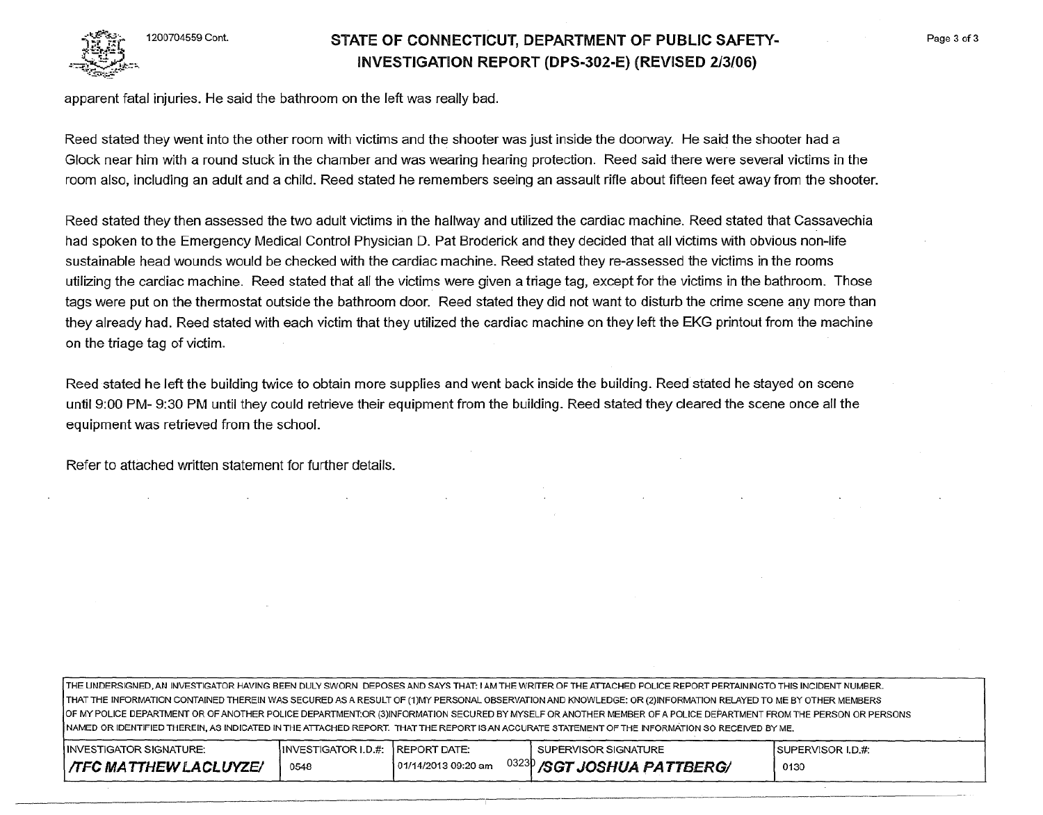apparent fatal injuries. He said the bathroom on the left was really bad.

Reed stated they went into the other room with victims and the shooter was just inside the doorway. He said the shooter had a Glock near him with a round stuck in the chamber and was wearing hearing protection. Reed said there were several victims in the room also, including an adult and a child. Reed stated he remembers seeing an assault rifle about fifteen feet away from the shooter.

Reed stated they then assessed the two adult victims in the hallway and utilized the cardiac machine. Reed stated that Cassavechia had spoken to the Emergency Medical Control Physician D. Pat Broderick and they decided that all victims with obvious non-life sustainable head wounds would be checked with the cardiac machine. Reed stated they re-assessed the victims in the rooms utilizing the cardiac machine. Reed stated that all the victims were given a triage tag, except for the victims in the bathroom. Those tags were put on the thermostat outside the bathroom door. Reed stated they did not want to disturb the crime scene any more than they already had. Reed stated with each victim that they utilized the cardiac machine on they left the EKG printout from the machine on the triage tag of victim.

Reed stated he left the building twice to obtain more supplies and went back inside the building. Reed stated he stayed on scene until 9:00 PM- 9:30 PM until they could retrieve their equipment from the building. Reed stated they cleared the scene once all the equipment was retrieved from the school.

Refer to attached written statement for further details.

THE UNDERSIGNED, AN INVESTIGATOR HAVING BEEN DULY SWORN DEPOSES AND SAYS THAT: I AM THE WRITER OF THE ATTACHED POLICE REPORT PERTAINING TO THIS INCIDENT NUMBER. THAT THE INFORMATION CONTAINED THEREIN WAS SECURED AS A RESULT OF (1)MY PERSONAL OBSERVATION AND KNOWLEDGE: OR (2)INFORMATION RELAYED TO ME BY OTHER MEMBERS OF MY POLICE DEPARTMENT OR OF ANOTHER POLICE DEPARTMENT:OR (3)INFORMATION SECURED BY MYSELF OR ANOTHER MEMBER OF A POLICE DEPARTMENT FROM THE PERSON OR PERSONS NAMED OR IDENTIFIED THEREIN, AS INDICATED IN THE ATTACHED REPORT. THAT THE REPORT IS AN ACCURATE STATEMENT OF THE INFORMATION SO RECEIVED BY ME.

| INVESTIGATOR SIGNATURE: | INVESTIGATOR I.D.#: | REPORT DATE: | SUPERVISOR SIGNATURE | SUPERVISOR I.D.#: |
|---|---|---|---|---|
| **/TFC MATTHEW LACLUYZE/** | 0548 | 01/14/2013 09:20 am | 03230 **/SGT JOSHUA PATTBERG/** | 0130 |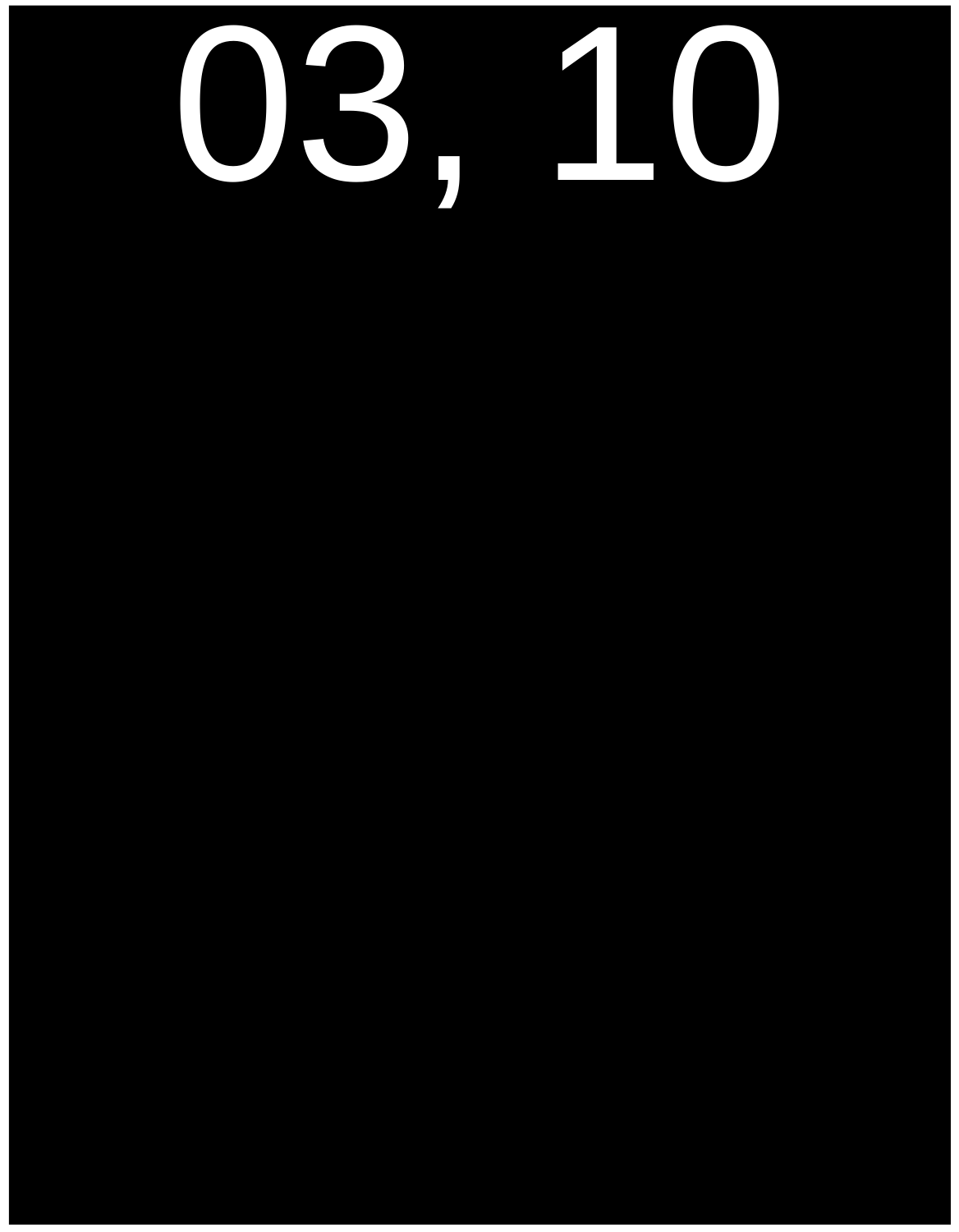03, 10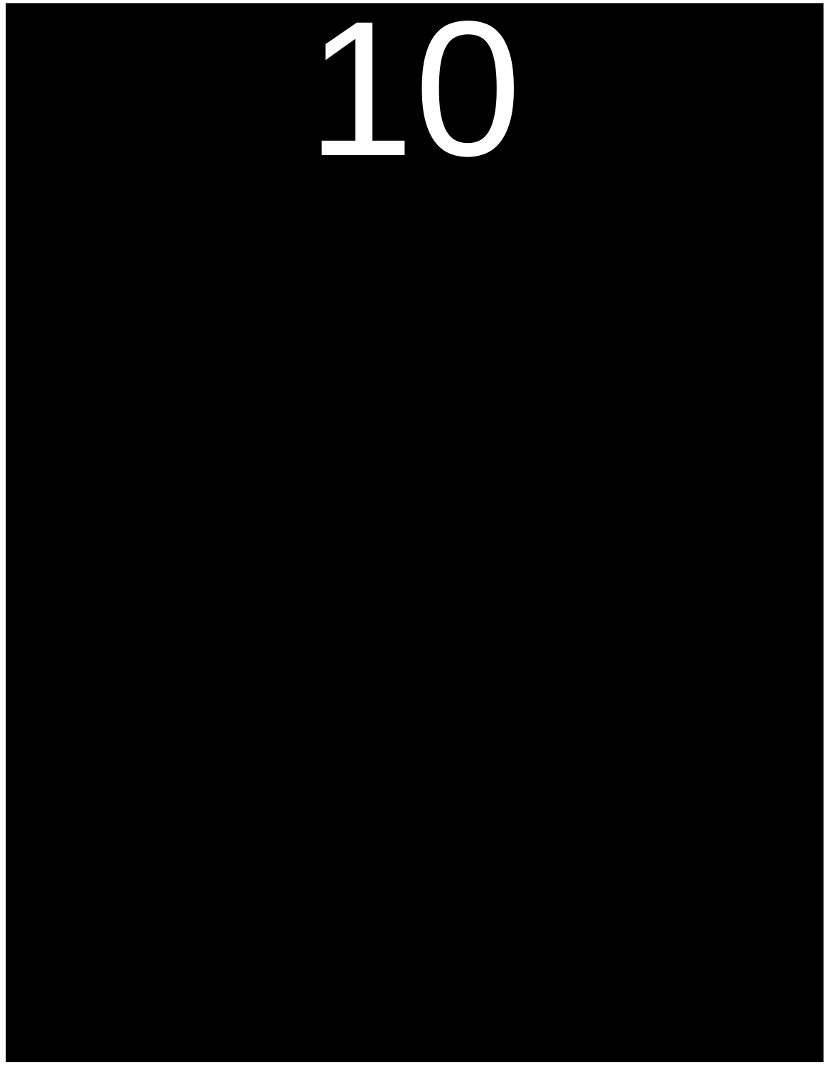# 10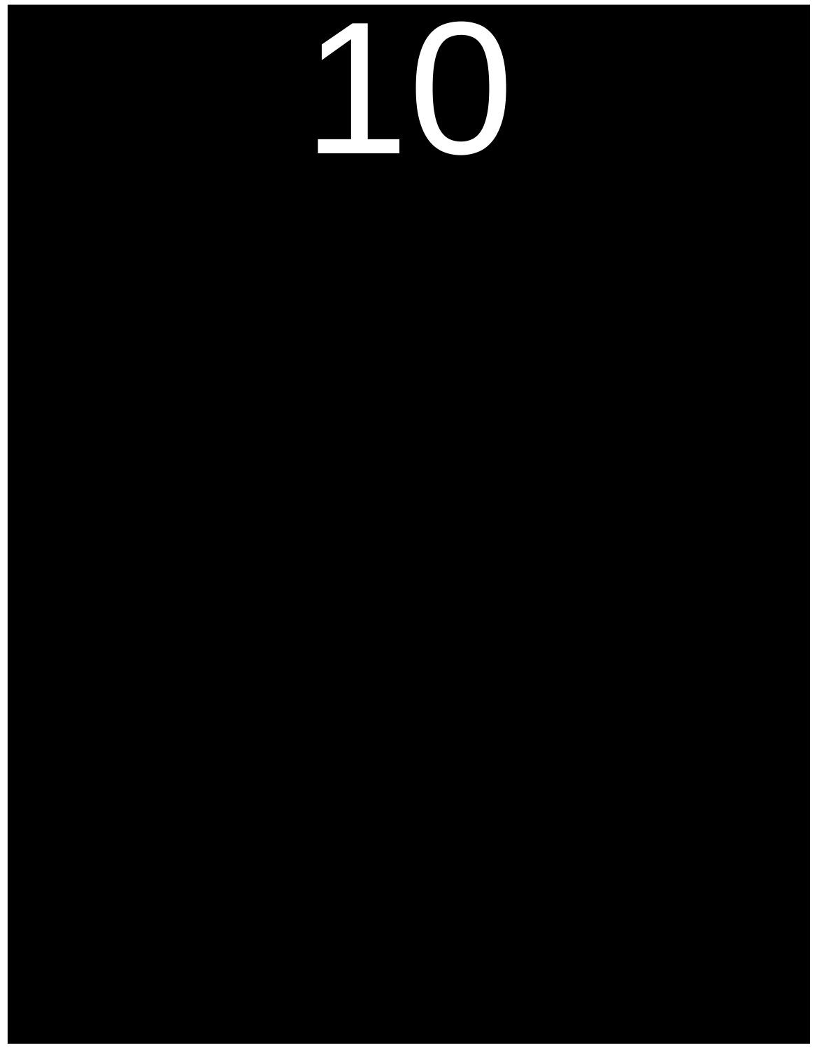10